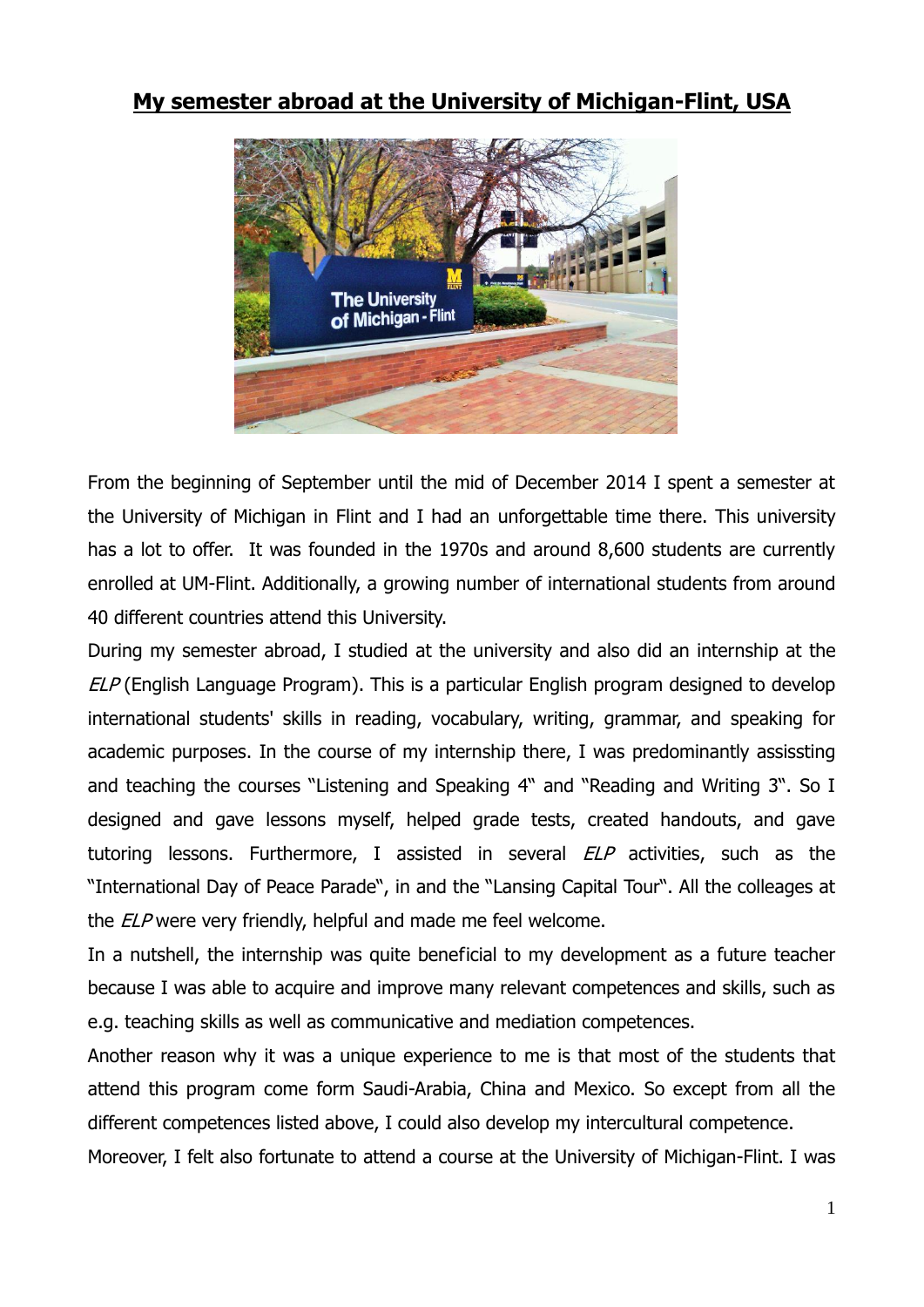## **My semester abroad at the University of Michigan-Flint, USA**

From the beginning of September until the mid of December 2014 I spent a semester at the University of Michigan in Flint and I had an unforgettable time there. This university has a lot to offer. It was founded in the 1970s and around 8,600 students are currently enrolled at UM-Flint. Additionally, a growing number of international students from around 40 different countries attend this University.

During my semester abroad, I studied at the university and also did an internship at the *ELP* (English Language Program). This is a particular English program designed to develop international students' skills in reading, vocabulary, writing, grammar, and speaking for academic purposes. In the course of my internship there, I was predominantly assissting and teaching the courses "Listening and Speaking 4" and "Reading and Writing 3". So I designed and gave lessons myself, helped grade tests, created handouts, and gave tutoring lessons. Furthermore, I assisted in several *ELP* activities, such as the "International Day of Peace Parade", in and the "Lansing Capital Tour". All the colleages at the *ELP* were very friendly, helpful and made me feel welcome.

In a nutshell, the internship was quite beneficial to my development as a future teacher because I was able to acquire and improve many relevant competences and skills, such as e.g. teaching skills as well as communicative and mediation competences.

Another reason why it was a unique experience to me is that most of the students that attend this program come form Saudi-Arabia, China and Mexico. So except from all the different competences listed above, I could also develop my intercultural competence.

Moreover, I felt also fortunate to attend a course at the University of Michigan-Flint. I was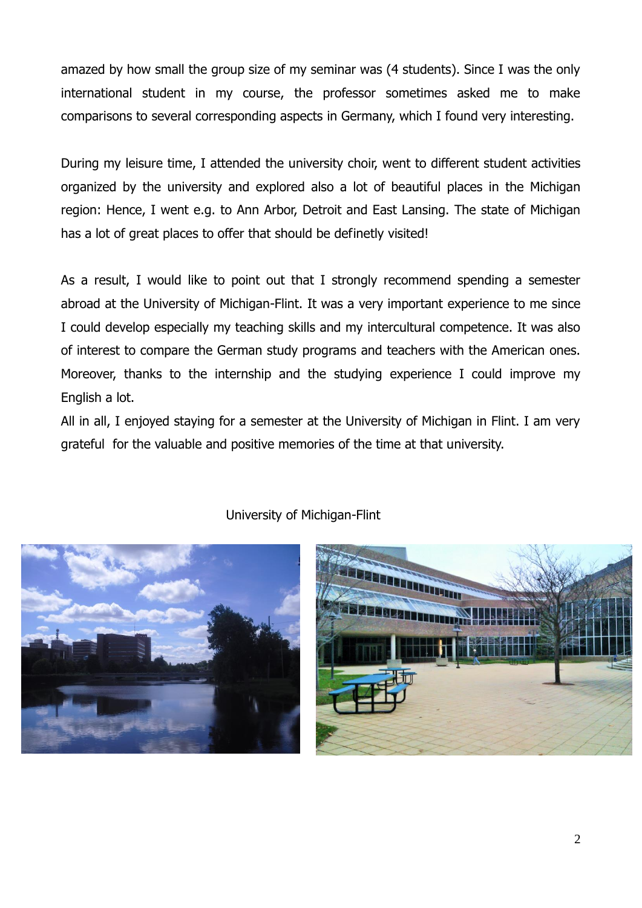amazed by how small the group size of my seminar was (4 students). Since I was the only international student in my course, the professor sometimes asked me to make comparisons to several corresponding aspects in Germany, which I found very interesting.

During my leisure time, I attended the university choir, went to different student activities organized by the university and explored also a lot of beautiful places in the Michigan region: Hence, I went e.g. to Ann Arbor, Detroit and East Lansing. The state of Michigan has a lot of great places to offer that should be definetly visited!

As a result, I would like to point out that I strongly recommend spending a semester abroad at the University of Michigan-Flint. It was a very important experience to me since I could develop especially my teaching skills and my intercultural competence. It was also of interest to compare the German study programs and teachers with the American ones. Moreover, thanks to the internship and the studying experience I could improve my English a lot.

All in all, I enjoyed staying for a semester at the University of Michigan in Flint. I am very grateful for the valuable and positive memories of the time at that university.

University of Michigan-Flint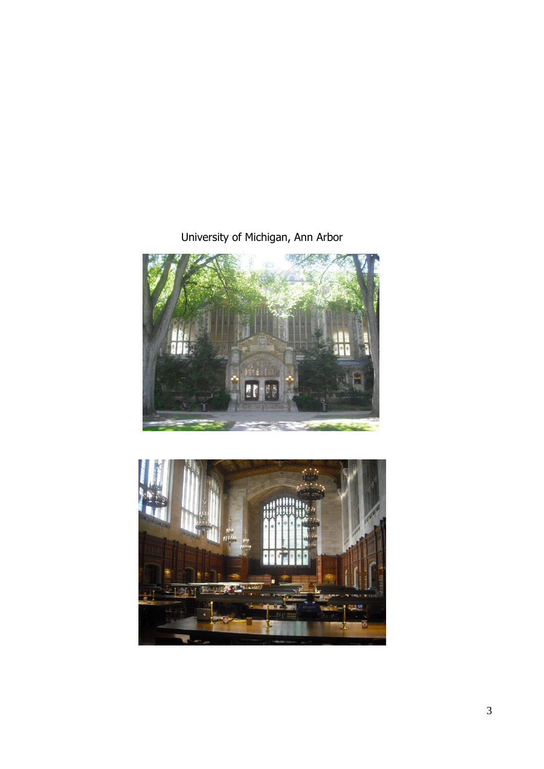University of Michigan, Ann Arbor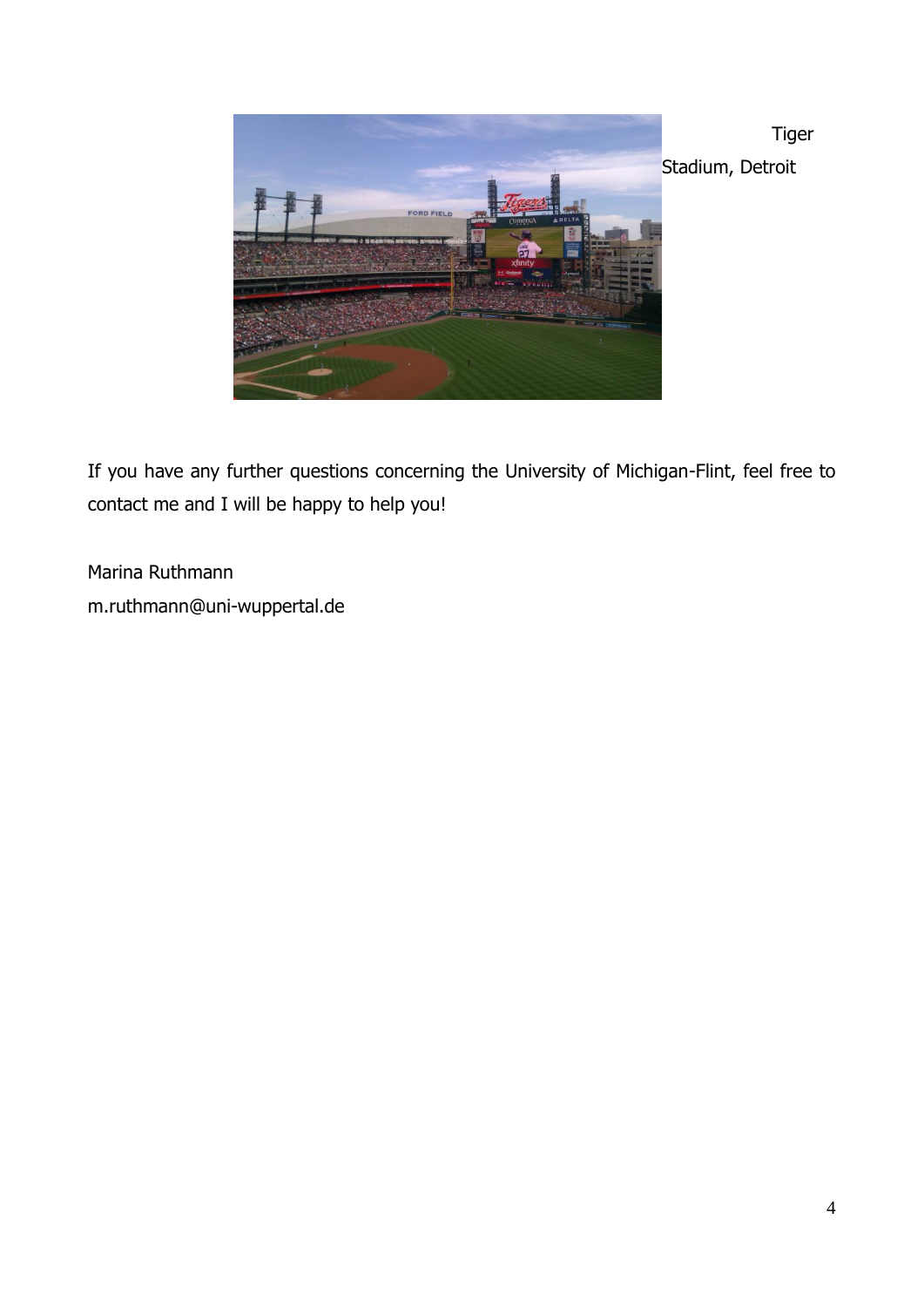Tiger Stadium, Detroit

If you have any further questions concerning the University of Michigan-Flint, feel free to contact me and I will be happy to help you!

Marina Ruthmann
m.ruthmann@uni-wuppertal.de